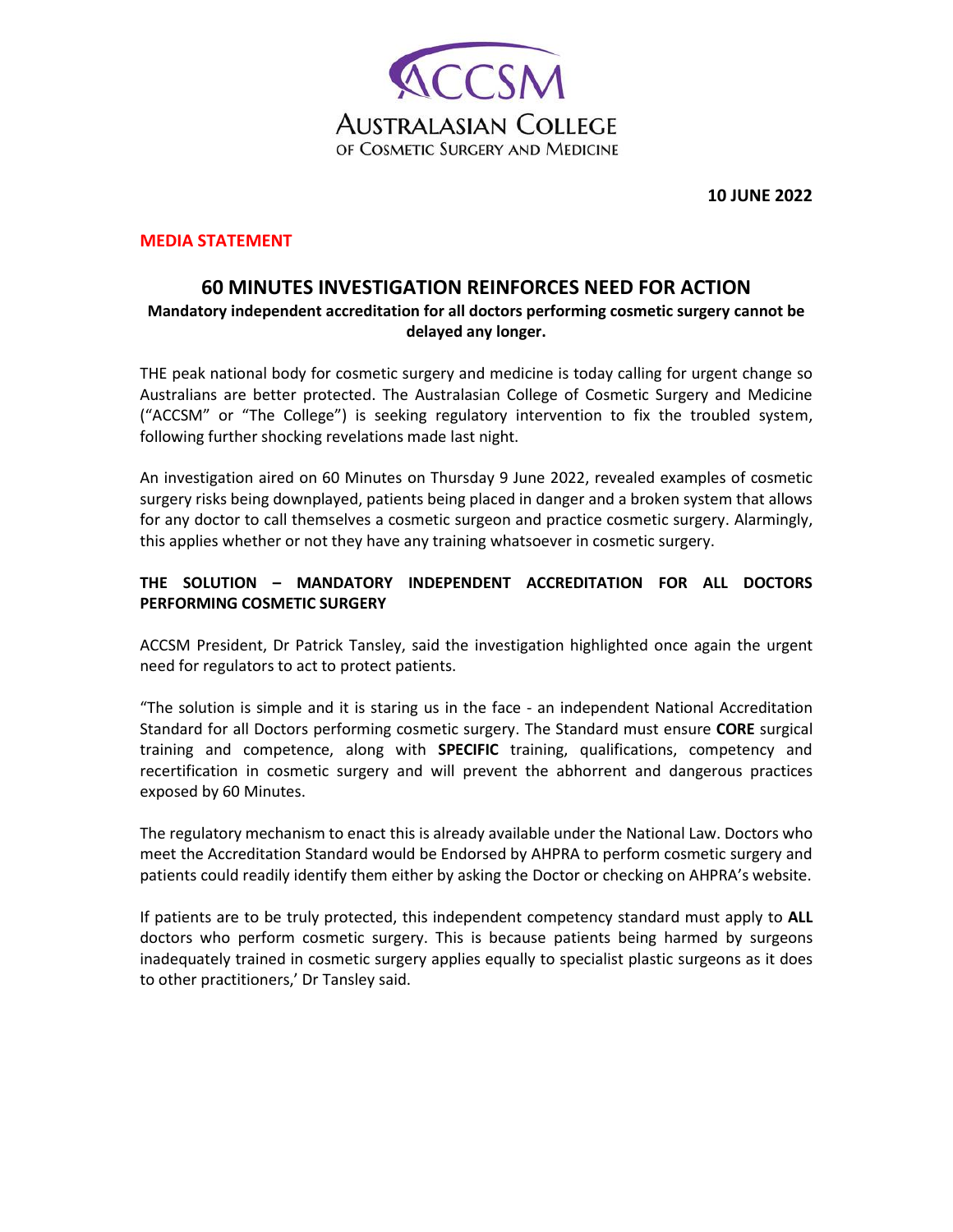ACCSM

AUSTRALASIAN COLLEGE OF COSMETIC SURGERY AND MEDICINE

**10 JUNE 2022**

**MEDIA STATEMENT**

# 60 MINUTES INVESTIGATION REINFORCES NEED FOR ACTION

**Mandatory independent accreditation for all doctors performing cosmetic surgery cannot be delayed any longer.**

THE peak national body for cosmetic surgery and medicine is today calling for urgent change so Australians are better protected. The Australasian College of Cosmetic Surgery and Medicine ("ACCSM" or "The College") is seeking regulatory intervention to fix the troubled system, following further shocking revelations made last night.

An investigation aired on 60 Minutes on Thursday 9 June 2022, revealed examples of cosmetic surgery risks being downplayed, patients being placed in danger and a broken system that allows for any doctor to call themselves a cosmetic surgeon and practice cosmetic surgery. Alarmingly, this applies whether or not they have any training whatsoever in cosmetic surgery.

## THE SOLUTION – MANDATORY INDEPENDENT ACCREDITATION FOR ALL DOCTORS PERFORMING COSMETIC SURGERY

ACCSM President, Dr Patrick Tansley, said the investigation highlighted once again the urgent need for regulators to act to protect patients.

"The solution is simple and it is staring us in the face - an independent National Accreditation Standard for all Doctors performing cosmetic surgery. The Standard must ensure **CORE** surgical training and competence, along with **SPECIFIC** training, qualifications, competency and recertification in cosmetic surgery and will prevent the abhorrent and dangerous practices exposed by 60 Minutes.

The regulatory mechanism to enact this is already available under the National Law. Doctors who meet the Accreditation Standard would be Endorsed by AHPRA to perform cosmetic surgery and patients could readily identify them either by asking the Doctor or checking on AHPRA's website.

If patients are to be truly protected, this independent competency standard must apply to **ALL** doctors who perform cosmetic surgery. This is because patients being harmed by surgeons inadequately trained in cosmetic surgery applies equally to specialist plastic surgeons as it does to other practitioners,' Dr Tansley said.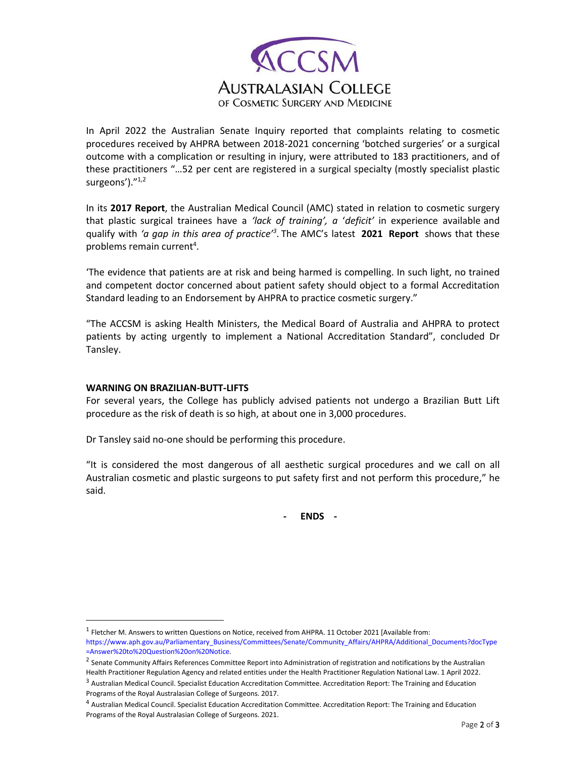In April 2022 the Australian Senate Inquiry reported that complaints relating to cosmetic procedures received by AHPRA between 2018-2021 concerning 'botched surgeries' or a surgical outcome with a complication or resulting in injury, were attributed to 183 practitioners, and of these practitioners "…52 per cent are registered in a surgical specialty (mostly specialist plastic surgeons')."[1,2]

In its **2017 Report**, the Australian Medical Council (AMC) stated in relation to cosmetic surgery that plastic surgical trainees have a *'lack of training', a 'deficit'* in experience available and qualify with *'a gap in this area of practice'*[3]. The AMC's latest **2021 Report** shows that these problems remain current[4].

'The evidence that patients are at risk and being harmed is compelling. In such light, no trained and competent doctor concerned about patient safety should object to a formal Accreditation Standard leading to an Endorsement by AHPRA to practice cosmetic surgery."

"The ACCSM is asking Health Ministers, the Medical Board of Australia and AHPRA to protect patients by acting urgently to implement a National Accreditation Standard", concluded Dr Tansley.

**WARNING ON BRAZILIAN-BUTT-LIFTS**

For several years, the College has publicly advised patients not undergo a Brazilian Butt Lift procedure as the risk of death is so high, at about one in 3,000 procedures.

Dr Tansley said no-one should be performing this procedure.

"It is considered the most dangerous of all aesthetic surgical procedures and we call on all Australian cosmetic and plastic surgeons to put safety first and not perform this procedure," he said.

**- ENDS -**

---

[1] Fletcher M. Answers to written Questions on Notice, received from AHPRA. 11 October 2021 [Available from: https://www.aph.gov.au/Parliamentary_Business/Committees/Senate/Community_Affairs/AHPRA/Additional_Documents?docType=Answer%20to%20Question%20on%20Notice.

[2] Senate Community Affairs References Committee Report into Administration of registration and notifications by the Australian Health Practitioner Regulation Agency and related entities under the Health Practitioner Regulation National Law. 1 April 2022.

[3] Australian Medical Council. Specialist Education Accreditation Committee. Accreditation Report: The Training and Education Programs of the Royal Australasian College of Surgeons. 2017.

[4] Australian Medical Council. Specialist Education Accreditation Committee. Accreditation Report: The Training and Education Programs of the Royal Australasian College of Surgeons. 2021.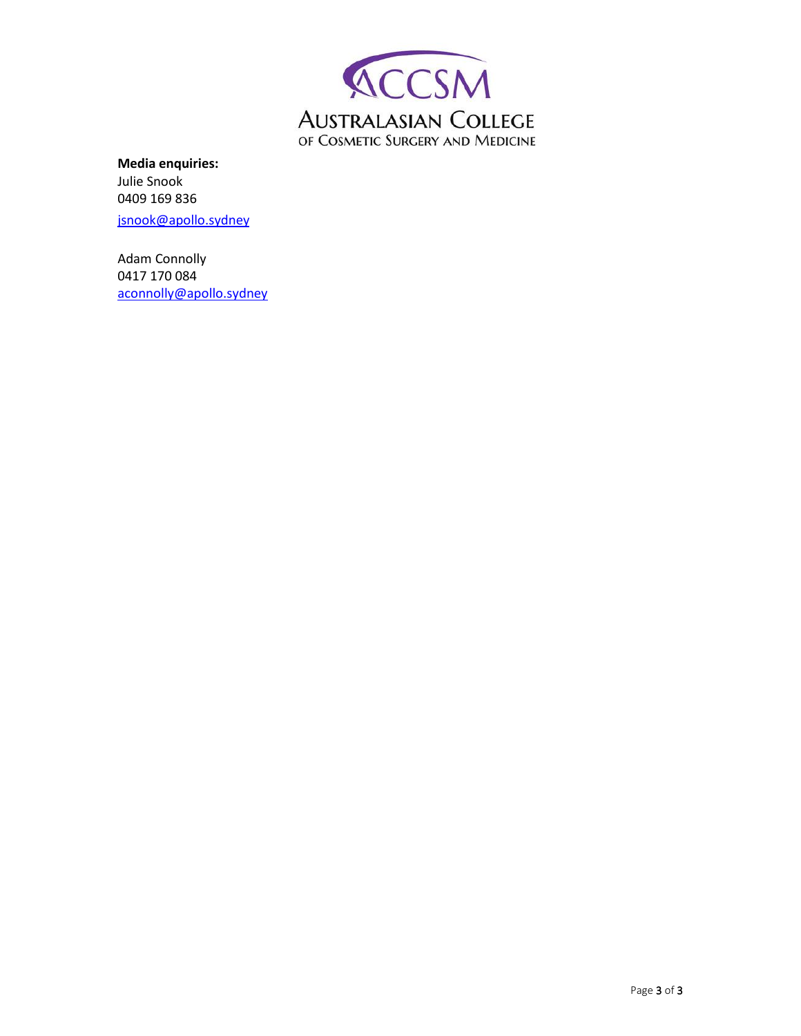ACCSM

AUSTRALASIAN COLLEGE OF COSMETIC SURGERY AND MEDICINE

**Media enquiries:**
Julie Snook
0409 169 836
jsnook@apollo.sydney

Adam Connolly
0417 170 084
aconnolly@apollo.sydney